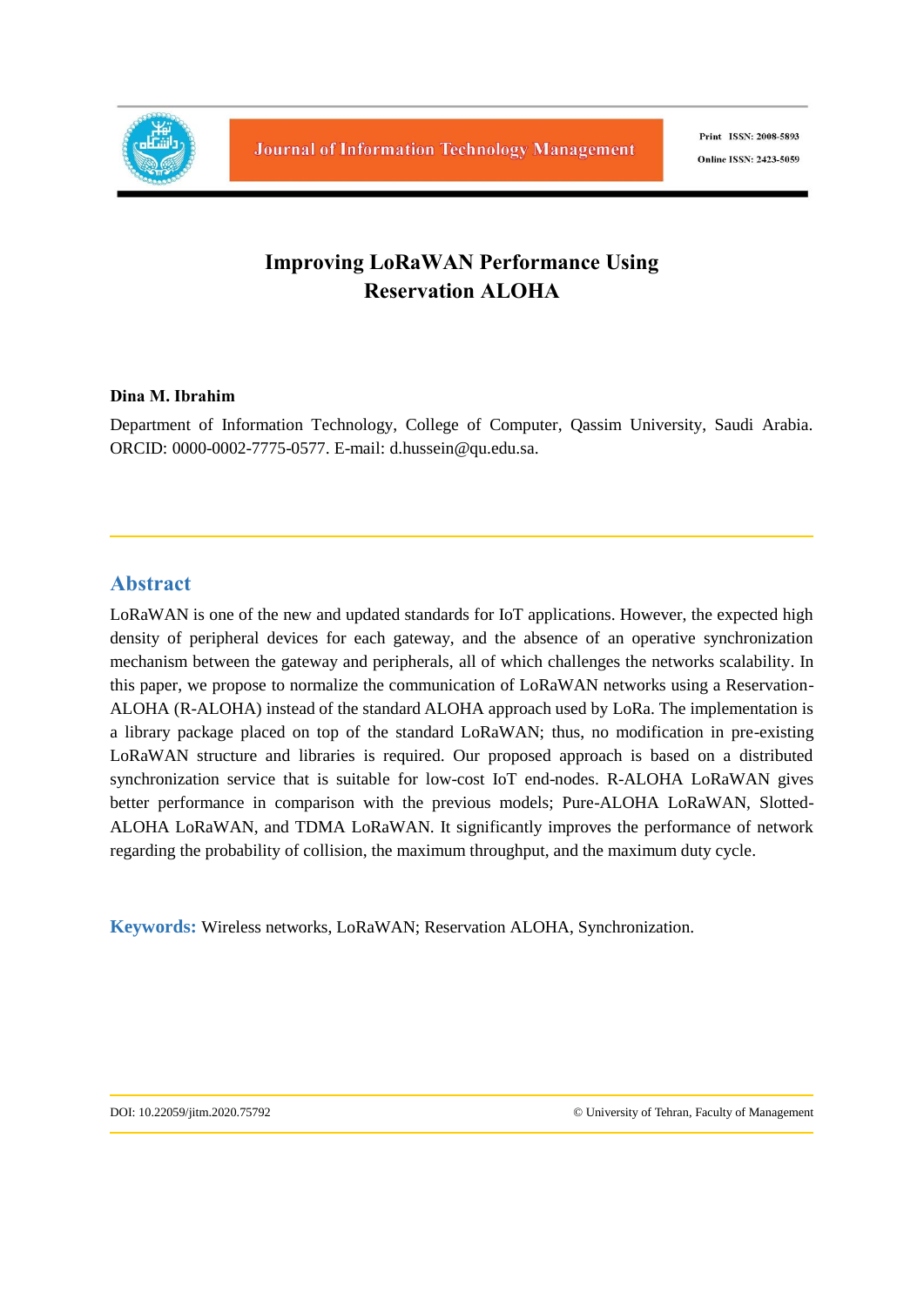# Improving LoRaWAN Performance Using Reservation ALOHA

**Dina M. Ibrahim**

Department of Information Technology, College of Computer, Qassim University, Saudi Arabia. ORCID: 0000-0002-7775-0577. E-mail: d.hussein@qu.edu.sa.

## Abstract

LoRaWAN is one of the new and updated standards for IoT applications. However, the expected high density of peripheral devices for each gateway, and the absence of an operative synchronization mechanism between the gateway and peripherals, all of which challenges the networks scalability. In this paper, we propose to normalize the communication of LoRaWAN networks using a Reservation-ALOHA (R-ALOHA) instead of the standard ALOHA approach used by LoRa. The implementation is a library package placed on top of the standard LoRaWAN; thus, no modification in pre-existing LoRaWAN structure and libraries is required. Our proposed approach is based on a distributed synchronization service that is suitable for low-cost IoT end-nodes. R-ALOHA LoRaWAN gives better performance in comparison with the previous models; Pure-ALOHA LoRaWAN, Slotted-ALOHA LoRaWAN, and TDMA LoRaWAN. It significantly improves the performance of network regarding the probability of collision, the maximum throughput, and the maximum duty cycle.

**Keywords:** Wireless networks, LoRaWAN; Reservation ALOHA, Synchronization.

DOI: 10.22059/jitm.2020.75792

© University of Tehran, Faculty of Management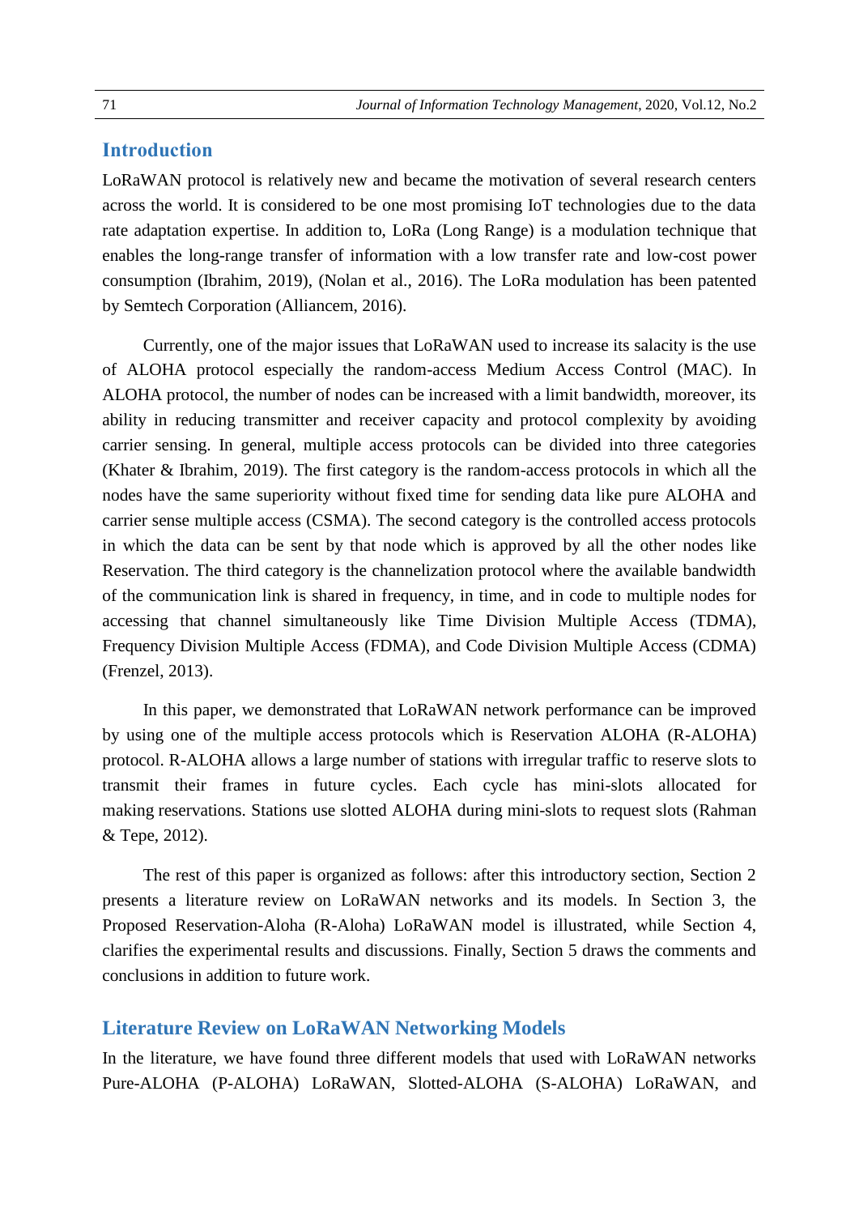## Introduction

LoRaWAN protocol is relatively new and became the motivation of several research centers across the world. It is considered to be one most promising IoT technologies due to the data rate adaptation expertise. In addition to, LoRa (Long Range) is a modulation technique that enables the long-range transfer of information with a low transfer rate and low-cost power consumption (Ibrahim, 2019), (Nolan et al., 2016). The LoRa modulation has been patented by Semtech Corporation (Alliancem, 2016).

Currently, one of the major issues that LoRaWAN used to increase its salacity is the use of ALOHA protocol especially the random-access Medium Access Control (MAC). In ALOHA protocol, the number of nodes can be increased with a limit bandwidth, moreover, its ability in reducing transmitter and receiver capacity and protocol complexity by avoiding carrier sensing. In general, multiple access protocols can be divided into three categories (Khater & Ibrahim, 2019). The first category is the random-access protocols in which all the nodes have the same superiority without fixed time for sending data like pure ALOHA and carrier sense multiple access (CSMA). The second category is the controlled access protocols in which the data can be sent by that node which is approved by all the other nodes like Reservation. The third category is the channelization protocol where the available bandwidth of the communication link is shared in frequency, in time, and in code to multiple nodes for accessing that channel simultaneously like Time Division Multiple Access (TDMA), Frequency Division Multiple Access (FDMA), and Code Division Multiple Access (CDMA) (Frenzel, 2013).

In this paper, we demonstrated that LoRaWAN network performance can be improved by using one of the multiple access protocols which is Reservation ALOHA (R-ALOHA) protocol. R-ALOHA allows a large number of stations with irregular traffic to reserve slots to transmit their frames in future cycles. Each cycle has mini-slots allocated for making reservations. Stations use slotted ALOHA during mini-slots to request slots (Rahman & Tepe, 2012).

The rest of this paper is organized as follows: after this introductory section, Section 2 presents a literature review on LoRaWAN networks and its models. In Section 3, the Proposed Reservation-Aloha (R-Aloha) LoRaWAN model is illustrated, while Section 4, clarifies the experimental results and discussions. Finally, Section 5 draws the comments and conclusions in addition to future work.

## Literature Review on LoRaWAN Networking Models

In the literature, we have found three different models that used with LoRaWAN networks Pure-ALOHA (P-ALOHA) LoRaWAN, Slotted-ALOHA (S-ALOHA) LoRaWAN, and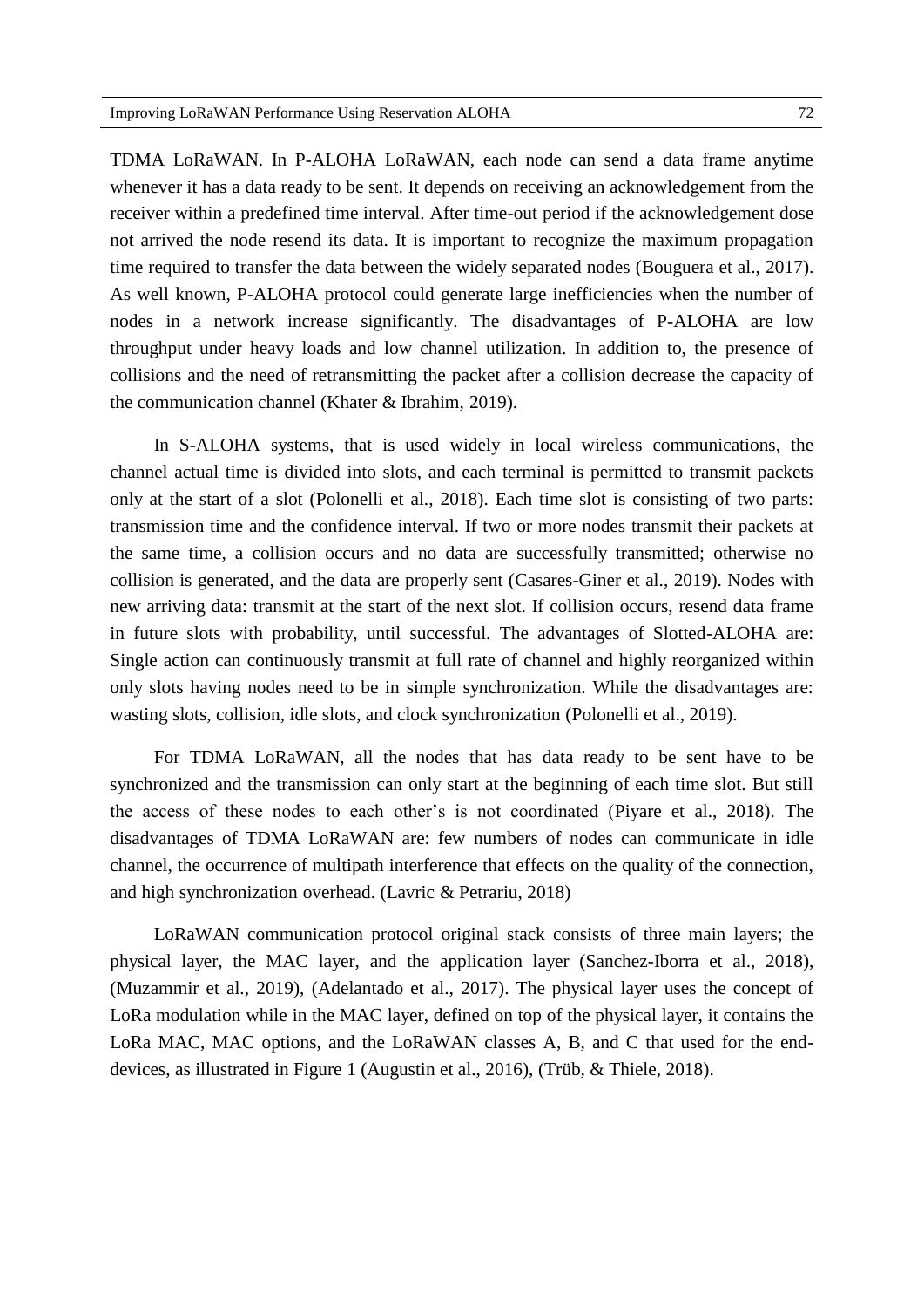TDMA LoRaWAN. In P-ALOHA LoRaWAN, each node can send a data frame anytime whenever it has a data ready to be sent. It depends on receiving an acknowledgement from the receiver within a predefined time interval. After time-out period if the acknowledgement dose not arrived the node resend its data. It is important to recognize the maximum propagation time required to transfer the data between the widely separated nodes (Bouguera et al., 2017). As well known, P-ALOHA protocol could generate large inefficiencies when the number of nodes in a network increase significantly. The disadvantages of P-ALOHA are low throughput under heavy loads and low channel utilization. In addition to, the presence of collisions and the need of retransmitting the packet after a collision decrease the capacity of the communication channel (Khater & Ibrahim, 2019).

In S-ALOHA systems, that is used widely in local wireless communications, the channel actual time is divided into slots, and each terminal is permitted to transmit packets only at the start of a slot (Polonelli et al., 2018). Each time slot is consisting of two parts: transmission time and the confidence interval. If two or more nodes transmit their packets at the same time, a collision occurs and no data are successfully transmitted; otherwise no collision is generated, and the data are properly sent (Casares-Giner et al., 2019). Nodes with new arriving data: transmit at the start of the next slot. If collision occurs, resend data frame in future slots with probability, until successful. The advantages of Slotted-ALOHA are: Single action can continuously transmit at full rate of channel and highly reorganized within only slots having nodes need to be in simple synchronization. While the disadvantages are: wasting slots, collision, idle slots, and clock synchronization (Polonelli et al., 2019).

For TDMA LoRaWAN, all the nodes that has data ready to be sent have to be synchronized and the transmission can only start at the beginning of each time slot. But still the access of these nodes to each other's is not coordinated (Piyare et al., 2018). The disadvantages of TDMA LoRaWAN are: few numbers of nodes can communicate in idle channel, the occurrence of multipath interference that effects on the quality of the connection, and high synchronization overhead. (Lavric & Petrariu, 2018)

LoRaWAN communication protocol original stack consists of three main layers; the physical layer, the MAC layer, and the application layer (Sanchez-Iborra et al., 2018), (Muzammir et al., 2019), (Adelantado et al., 2017). The physical layer uses the concept of LoRa modulation while in the MAC layer, defined on top of the physical layer, it contains the LoRa MAC, MAC options, and the LoRaWAN classes A, B, and C that used for the end-devices, as illustrated in Figure 1 (Augustin et al., 2016), (Trüb, & Thiele, 2018).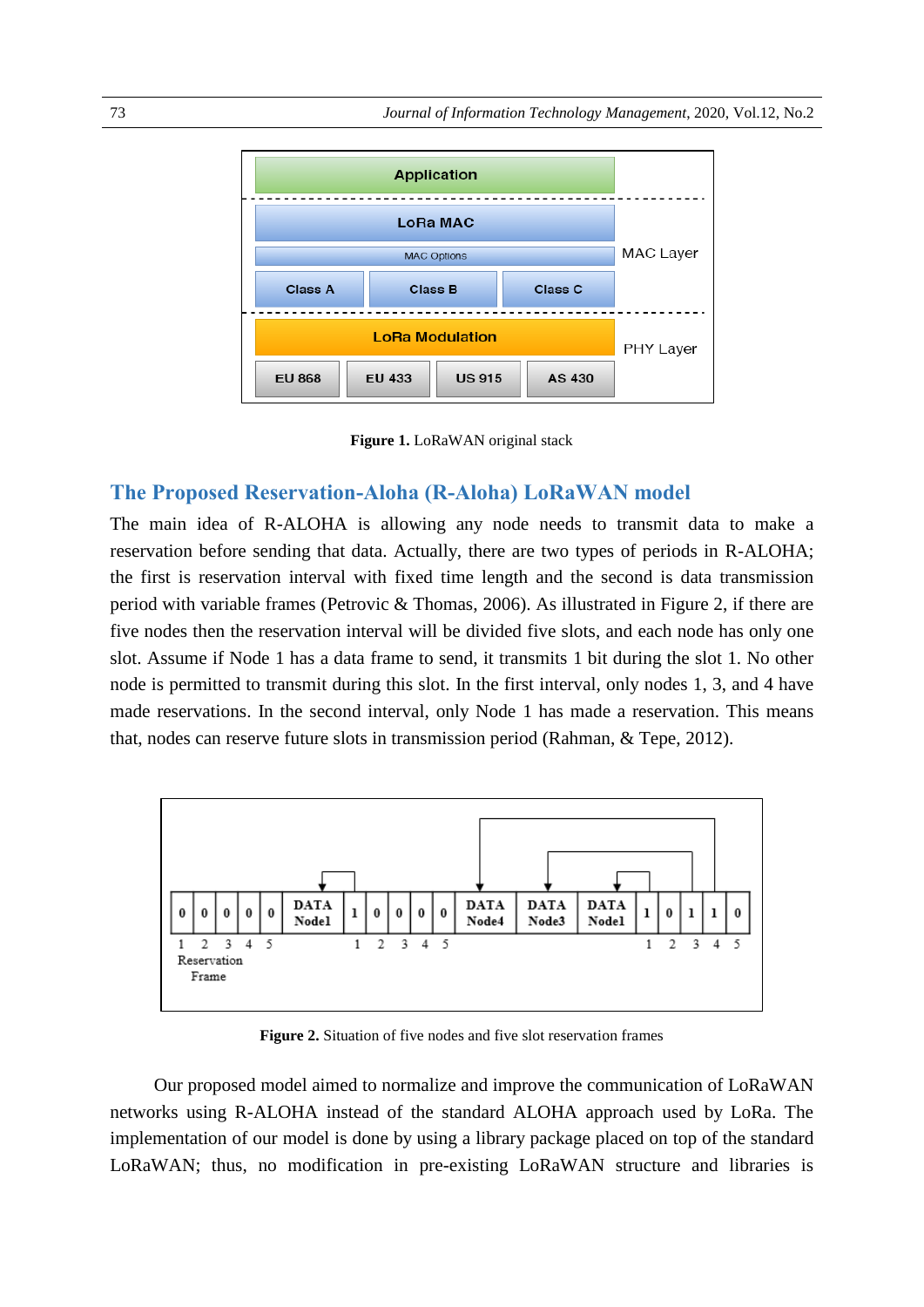Figure 1. LoRaWAN original stack

## The Proposed Reservation-Aloha (R-Aloha) LoRaWAN model

The main idea of R-ALOHA is allowing any node needs to transmit data to make a reservation before sending that data. Actually, there are two types of periods in R-ALOHA; the first is reservation interval with fixed time length and the second is data transmission period with variable frames (Petrovic & Thomas, 2006). As illustrated in Figure 2, if there are five nodes then the reservation interval will be divided five slots, and each node has only one slot. Assume if Node 1 has a data frame to send, it transmits 1 bit during the slot 1. No other node is permitted to transmit during this slot. In the first interval, only nodes 1, 3, and 4 have made reservations. In the second interval, only Node 1 has made a reservation. This means that, nodes can reserve future slots in transmission period (Rahman, & Tepe, 2012).

Figure 2. Situation of five nodes and five slot reservation frames

Our proposed model aimed to normalize and improve the communication of LoRaWAN networks using R-ALOHA instead of the standard ALOHA approach used by LoRa. The implementation of our model is done by using a library package placed on top of the standard LoRaWAN; thus, no modification in pre-existing LoRaWAN structure and libraries is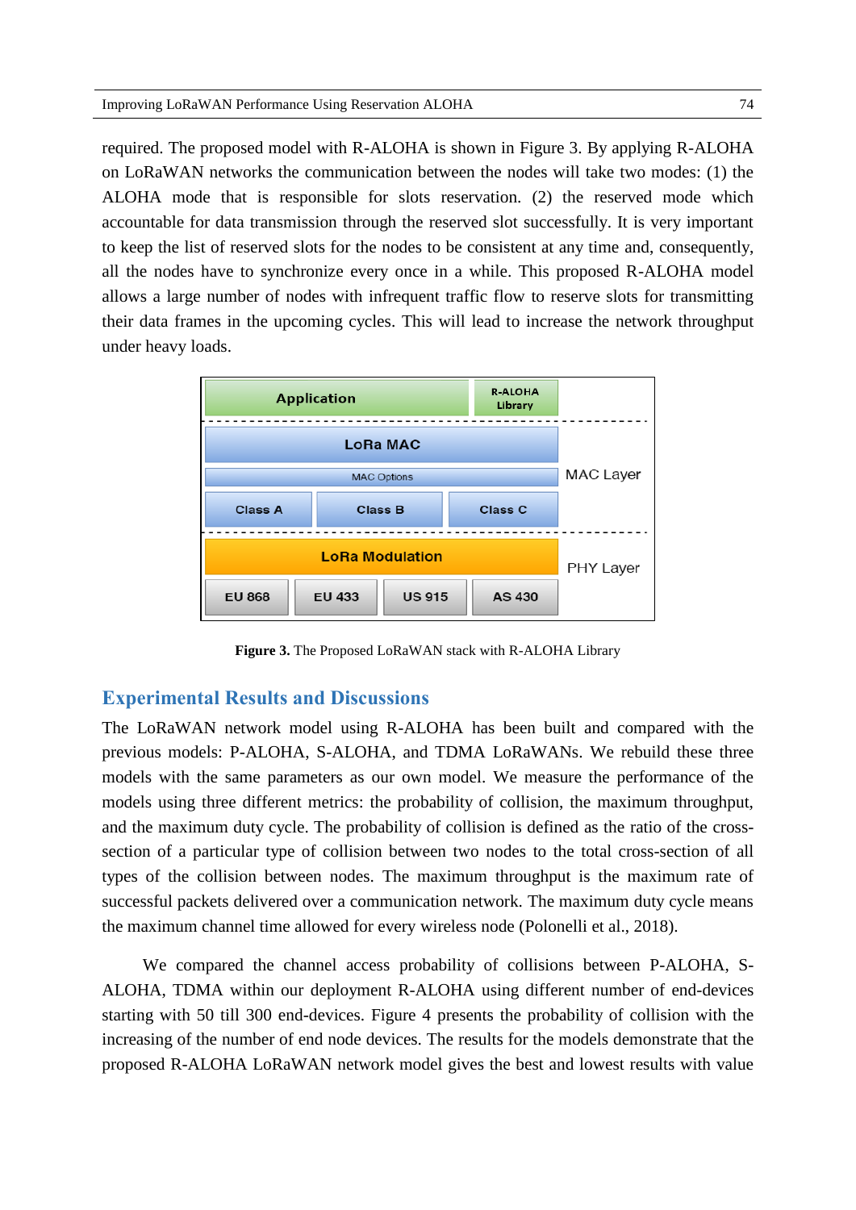required. The proposed model with R-ALOHA is shown in Figure 3. By applying R-ALOHA on LoRaWAN networks the communication between the nodes will take two modes: (1) the ALOHA mode that is responsible for slots reservation. (2) the reserved mode which accountable for data transmission through the reserved slot successfully. It is very important to keep the list of reserved slots for the nodes to be consistent at any time and, consequently, all the nodes have to synchronize every once in a while. This proposed R-ALOHA model allows a large number of nodes with infrequent traffic flow to reserve slots for transmitting their data frames in the upcoming cycles. This will lead to increase the network throughput under heavy loads.

| Application | | | R-ALOHA Library | |
|---|---|---|---|---|
| LoRa MAC | | | | MAC Layer |
| MAC Options | | | | |
| Class A | Class B | Class C | | |
| LoRa Modulation | | | | PHY Layer |
| EU 868 | EU 433 | US 915 | AS 430 | |

**Figure 3.** The Proposed LoRaWAN stack with R-ALOHA Library

## Experimental Results and Discussions

The LoRaWAN network model using R-ALOHA has been built and compared with the previous models: P-ALOHA, S-ALOHA, and TDMA LoRaWANs. We rebuild these three models with the same parameters as our own model. We measure the performance of the models using three different metrics: the probability of collision, the maximum throughput, and the maximum duty cycle. The probability of collision is defined as the ratio of the cross-section of a particular type of collision between two nodes to the total cross-section of all types of the collision between nodes. The maximum throughput is the maximum rate of successful packets delivered over a communication network. The maximum duty cycle means the maximum channel time allowed for every wireless node (Polonelli et al., 2018).

We compared the channel access probability of collisions between P-ALOHA, S-ALOHA, TDMA within our deployment R-ALOHA using different number of end-devices starting with 50 till 300 end-devices. Figure 4 presents the probability of collision with the increasing of the number of end node devices. The results for the models demonstrate that the proposed R-ALOHA LoRaWAN network model gives the best and lowest results with value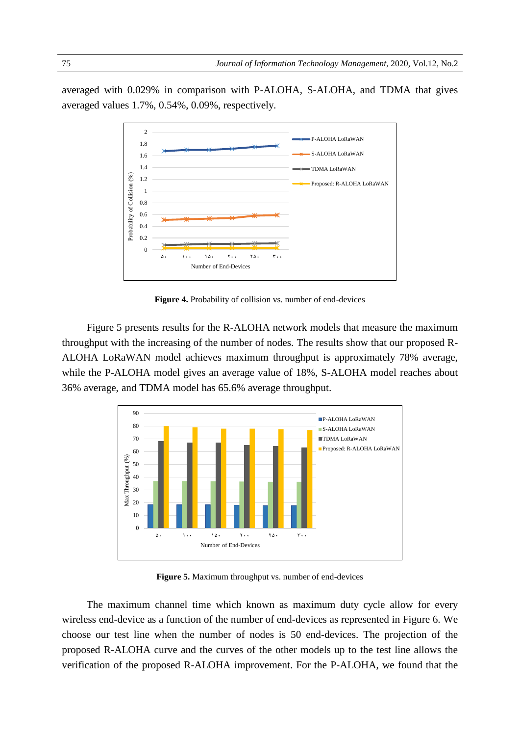averaged with 0.029% in comparison with P-ALOHA, S-ALOHA, and TDMA that gives averaged values 1.7%, 0.54%, 0.09%, respectively.

**Figure 4.** Probability of collision vs. number of end-devices

Figure 5 presents results for the R-ALOHA network models that measure the maximum throughput with the increasing of the number of nodes. The results show that our proposed R-ALOHA LoRaWAN model achieves maximum throughput is approximately 78% average, while the P-ALOHA model gives an average value of 18%, S-ALOHA model reaches about 36% average, and TDMA model has 65.6% average throughput.

**Figure 5.** Maximum throughput vs. number of end-devices

The maximum channel time which known as maximum duty cycle allow for every wireless end-device as a function of the number of end-devices as represented in Figure 6. We choose our test line when the number of nodes is 50 end-devices. The projection of the proposed R-ALOHA curve and the curves of the other models up to the test line allows the verification of the proposed R-ALOHA improvement. For the P-ALOHA, we found that the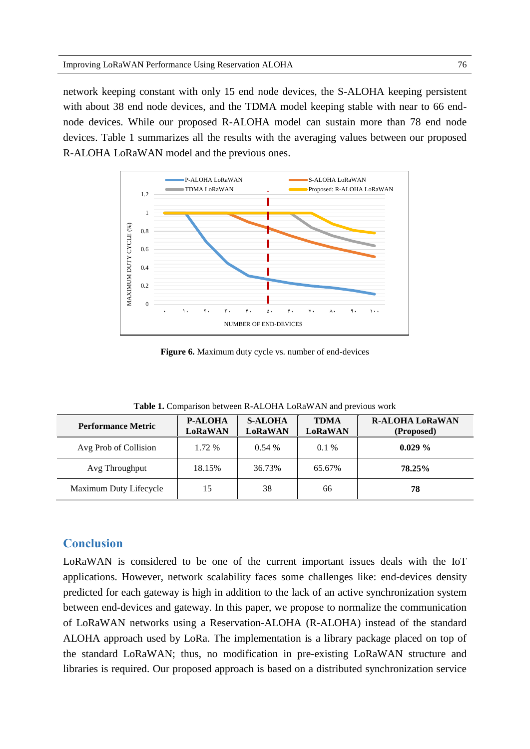network keeping constant with only 15 end node devices, the S-ALOHA keeping persistent with about 38 end node devices, and the TDMA model keeping stable with near to 66 end-node devices. While our proposed R-ALOHA model can sustain more than 78 end node devices. Table 1 summarizes all the results with the averaging values between our proposed R-ALOHA LoRaWAN model and the previous ones.

**Figure 6.** Maximum duty cycle vs. number of end-devices

**Table 1.** Comparison between R-ALOHA LoRaWAN and previous work

| Performance Metric | P-ALOHA LoRaWAN | S-ALOHA LoRaWAN | TDMA LoRaWAN | R-ALOHA LoRaWAN (Proposed) |
|---|---|---|---|---|
| Avg Prob of Collision | 1.72 % | 0.54 % | 0.1 % | **0.029 %** |
| Avg Throughput | 18.15% | 36.73% | 65.67% | **78.25%** |
| Maximum Duty Lifecycle | 15 | 38 | 66 | **78** |

## Conclusion

LoRaWAN is considered to be one of the current important issues deals with the IoT applications. However, network scalability faces some challenges like: end-devices density predicted for each gateway is high in addition to the lack of an active synchronization system between end-devices and gateway. In this paper, we propose to normalize the communication of LoRaWAN networks using a Reservation-ALOHA (R-ALOHA) instead of the standard ALOHA approach used by LoRa. The implementation is a library package placed on top of the standard LoRaWAN; thus, no modification in pre-existing LoRaWAN structure and libraries is required. Our proposed approach is based on a distributed synchronization service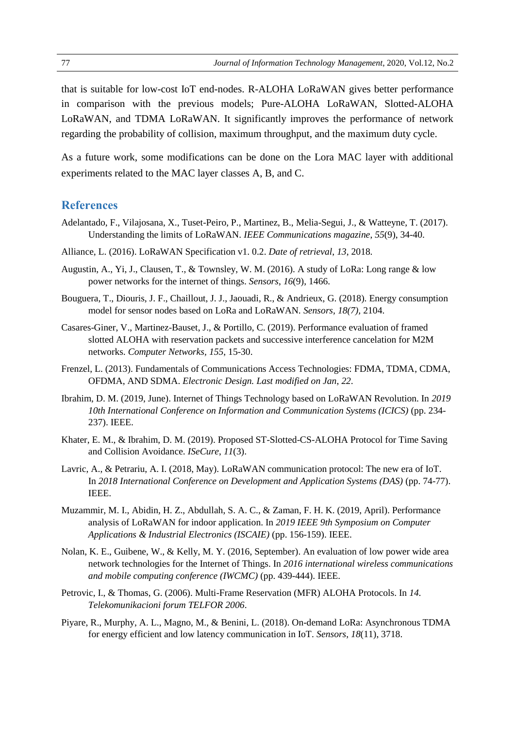that is suitable for low-cost IoT end-nodes. R-ALOHA LoRaWAN gives better performance in comparison with the previous models; Pure-ALOHA LoRaWAN, Slotted-ALOHA LoRaWAN, and TDMA LoRaWAN. It significantly improves the performance of network regarding the probability of collision, maximum throughput, and the maximum duty cycle.

As a future work, some modifications can be done on the Lora MAC layer with additional experiments related to the MAC layer classes A, B, and C.

## References

Adelantado, F., Vilajosana, X., Tuset-Peiro, P., Martinez, B., Melia-Segui, J., & Watteyne, T. (2017). Understanding the limits of LoRaWAN. *IEEE Communications magazine*, *55*(9), 34-40.

Alliance, L. (2016). LoRaWAN Specification v1. 0.2. *Date of retrieval*, *13*, 2018.

Augustin, A., Yi, J., Clausen, T., & Townsley, W. M. (2016). A study of LoRa: Long range & low power networks for the internet of things. *Sensors*, *16*(9), 1466.

Bouguera, T., Diouris, J. F., Chaillout, J. J., Jaouadi, R., & Andrieux, G. (2018). Energy consumption model for sensor nodes based on LoRa and LoRaWAN. *Sensors*, *18(7)*, 2104.

Casares-Giner, V., Martinez-Bauset, J., & Portillo, C. (2019). Performance evaluation of framed slotted ALOHA with reservation packets and successive interference cancelation for M2M networks. *Computer Networks*, *155*, 15-30.

Frenzel, L. (2013). Fundamentals of Communications Access Technologies: FDMA, TDMA, CDMA, OFDMA, AND SDMA. *Electronic Design. Last modified on Jan*, *22*.

Ibrahim, D. M. (2019, June). Internet of Things Technology based on LoRaWAN Revolution. In *2019 10th International Conference on Information and Communication Systems (ICICS)* (pp. 234-237). IEEE.

Khater, E. M., & Ibrahim, D. M. (2019). Proposed ST-Slotted-CS-ALOHA Protocol for Time Saving and Collision Avoidance. *ISeCure*, *11*(3).

Lavric, A., & Petrariu, A. I. (2018, May). LoRaWAN communication protocol: The new era of IoT. In *2018 International Conference on Development and Application Systems (DAS)* (pp. 74-77). IEEE.

Muzammir, M. I., Abidin, H. Z., Abdullah, S. A. C., & Zaman, F. H. K. (2019, April). Performance analysis of LoRaWAN for indoor application. In *2019 IEEE 9th Symposium on Computer Applications & Industrial Electronics (ISCAIE)* (pp. 156-159). IEEE.

Nolan, K. E., Guibene, W., & Kelly, M. Y. (2016, September). An evaluation of low power wide area network technologies for the Internet of Things. In *2016 international wireless communications and mobile computing conference (IWCMC)* (pp. 439-444). IEEE.

Petrovic, I., & Thomas, G. (2006). Multi-Frame Reservation (MFR) ALOHA Protocols. In *14. Telekomunikacioni forum TELFOR 2006*.

Piyare, R., Murphy, A. L., Magno, M., & Benini, L. (2018). On-demand LoRa: Asynchronous TDMA for energy efficient and low latency communication in IoT. *Sensors*, *18*(11), 3718.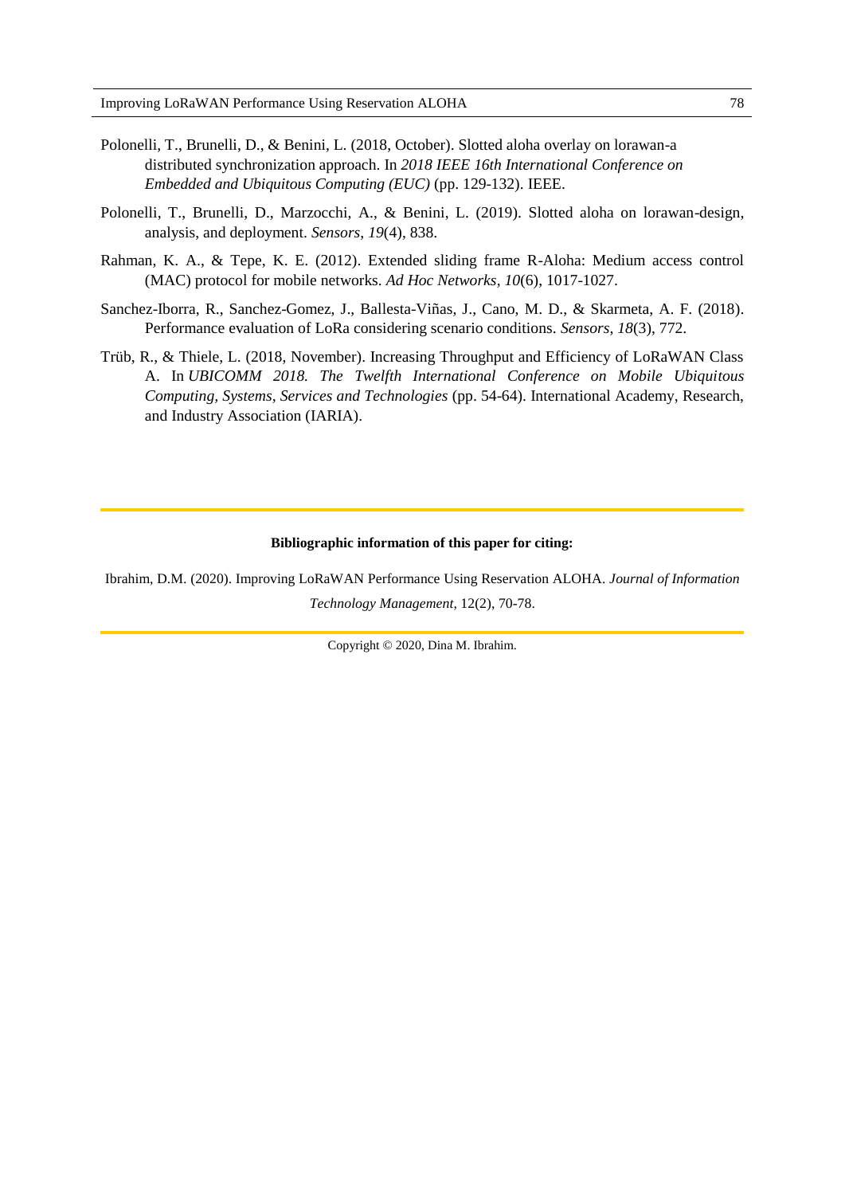Polonelli, T., Brunelli, D., & Benini, L. (2018, October). Slotted aloha overlay on lorawan-a distributed synchronization approach. In *2018 IEEE 16th International Conference on Embedded and Ubiquitous Computing (EUC)* (pp. 129-132). IEEE.

Polonelli, T., Brunelli, D., Marzocchi, A., & Benini, L. (2019). Slotted aloha on lorawan-design, analysis, and deployment. *Sensors*, *19*(4), 838.

Rahman, K. A., & Tepe, K. E. (2012). Extended sliding frame R-Aloha: Medium access control (MAC) protocol for mobile networks. *Ad Hoc Networks*, *10*(6), 1017-1027.

Sanchez-Iborra, R., Sanchez-Gomez, J., Ballesta-Viñas, J., Cano, M. D., & Skarmeta, A. F. (2018). Performance evaluation of LoRa considering scenario conditions. *Sensors*, *18*(3), 772.

Trüb, R., & Thiele, L. (2018, November). Increasing Throughput and Efficiency of LoRaWAN Class A. In *UBICOMM 2018. The Twelfth International Conference on Mobile Ubiquitous Computing, Systems, Services and Technologies* (pp. 54-64). International Academy, Research, and Industry Association (IARIA).

---

**Bibliographic information of this paper for citing:**

Ibrahim, D.M. (2020). Improving LoRaWAN Performance Using Reservation ALOHA. *Journal of Information Technology Management*, 12(2), 70-78.

---

Copyright © 2020, Dina M. Ibrahim.